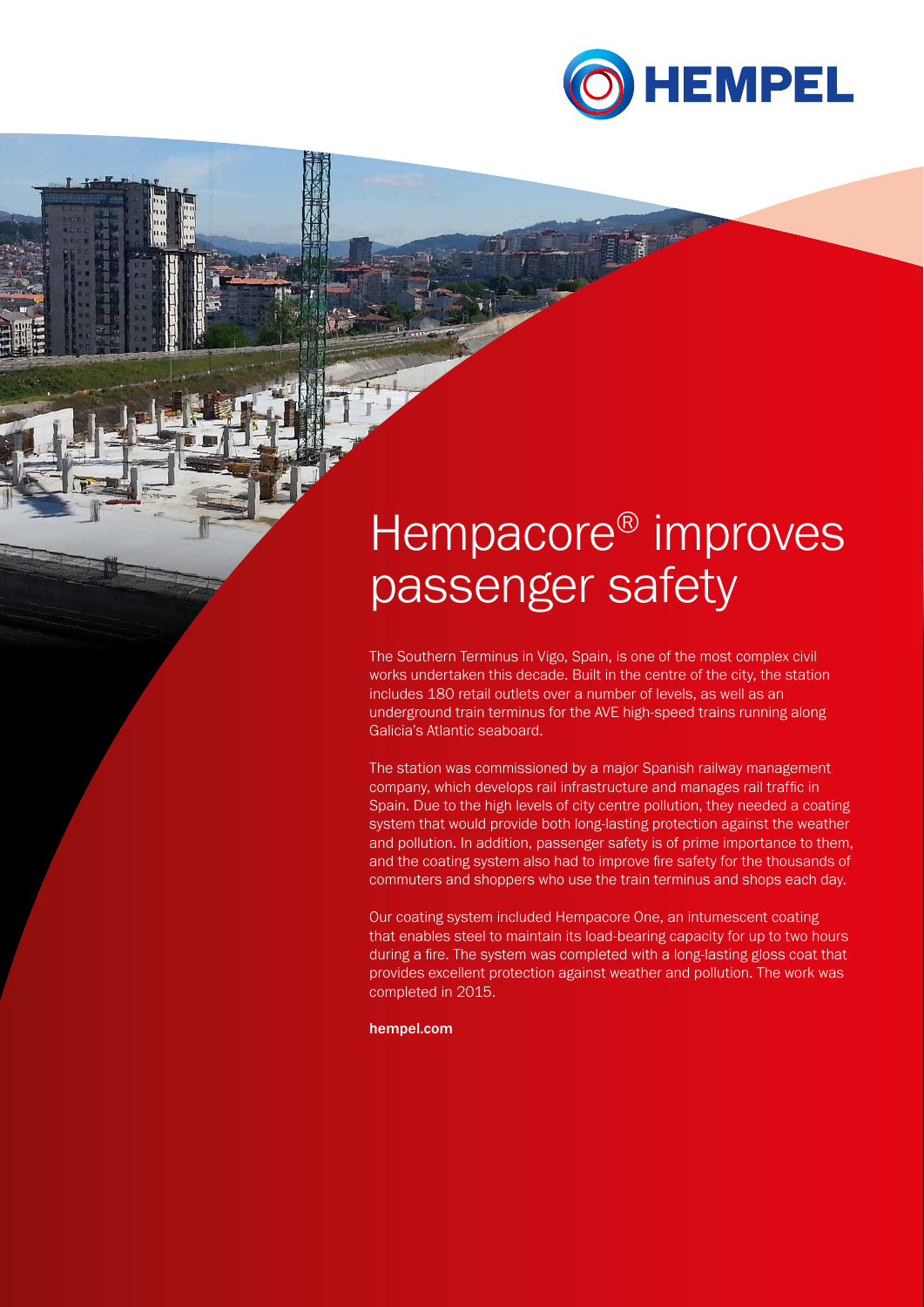# Hempacore® improves passenger safety

The Southern Terminus in Vigo, Spain, is one of the most complex civil works undertaken this decade. Built in the centre of the city, the station includes 180 retail outlets over a number of levels, as well as an underground train terminus for the AVE high-speed trains running along Galicia's Atlantic seaboard.

The station was commissioned by a major Spanish railway management company, which develops rail infrastructure and manages rail traffic in Spain. Due to the high levels of city centre pollution, they needed a coating system that would provide both long-lasting protection against the weather and pollution. In addition, passenger safety is of prime importance to them, and the coating system also had to improve fire safety for the thousands of commuters and shoppers who use the train terminus and shops each day.

Our coating system included Hempacore One, an intumescent coating that enables steel to maintain its load-bearing capacity for up to two hours during a fire. The system was completed with a long-lasting gloss coat that provides excellent protection against weather and pollution. The work was completed in 2015.

**hempel.com**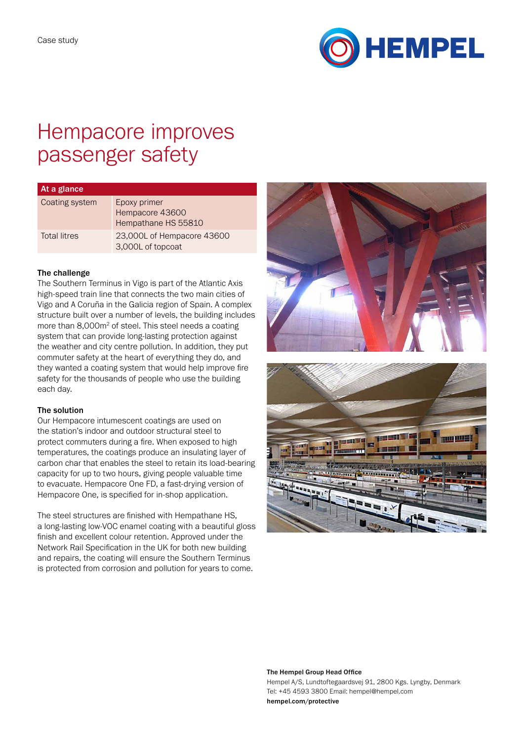Case study

# Hempacore improves passenger safety

| At a glance | |
|---|---|
| Coating system | Epoxy primer<br>Hempacore 43600<br>Hempathane HS 55810 |
| Total litres | 23,000L of Hempacore 43600<br>3,000L of topcoat |

### The challenge

The Southern Terminus in Vigo is part of the Atlantic Axis high-speed train line that connects the two main cities of Vigo and A Coruña in the Galicia region of Spain. A complex structure built over a number of levels, the building includes more than 8,000m$^2$ of steel. This steel needs a coating system that can provide long-lasting protection against the weather and city centre pollution. In addition, they put commuter safety at the heart of everything they do, and they wanted a coating system that would help improve fire safety for the thousands of people who use the building each day.

### The solution

Our Hempacore intumescent coatings are used on the station's indoor and outdoor structural steel to protect commuters during a fire. When exposed to high temperatures, the coatings produce an insulating layer of carbon char that enables the steel to retain its load-bearing capacity for up to two hours, giving people valuable time to evacuate. Hempacore One FD, a fast-drying version of Hempacore One, is specified for in-shop application.

The steel structures are finished with Hempathane HS, a long-lasting low-VOC enamel coating with a beautiful gloss finish and excellent colour retention. Approved under the Network Rail Specification in the UK for both new building and repairs, the coating will ensure the Southern Terminus is protected from corrosion and pollution for years to come.

**The Hempel Group Head Office**
Hempel A/S, Lundtoftegaardsvej 91, 2800 Kgs. Lyngby, Denmark
Tel: +45 4593 3800 Email: hempel@hempel.com
**hempel.com/protective**